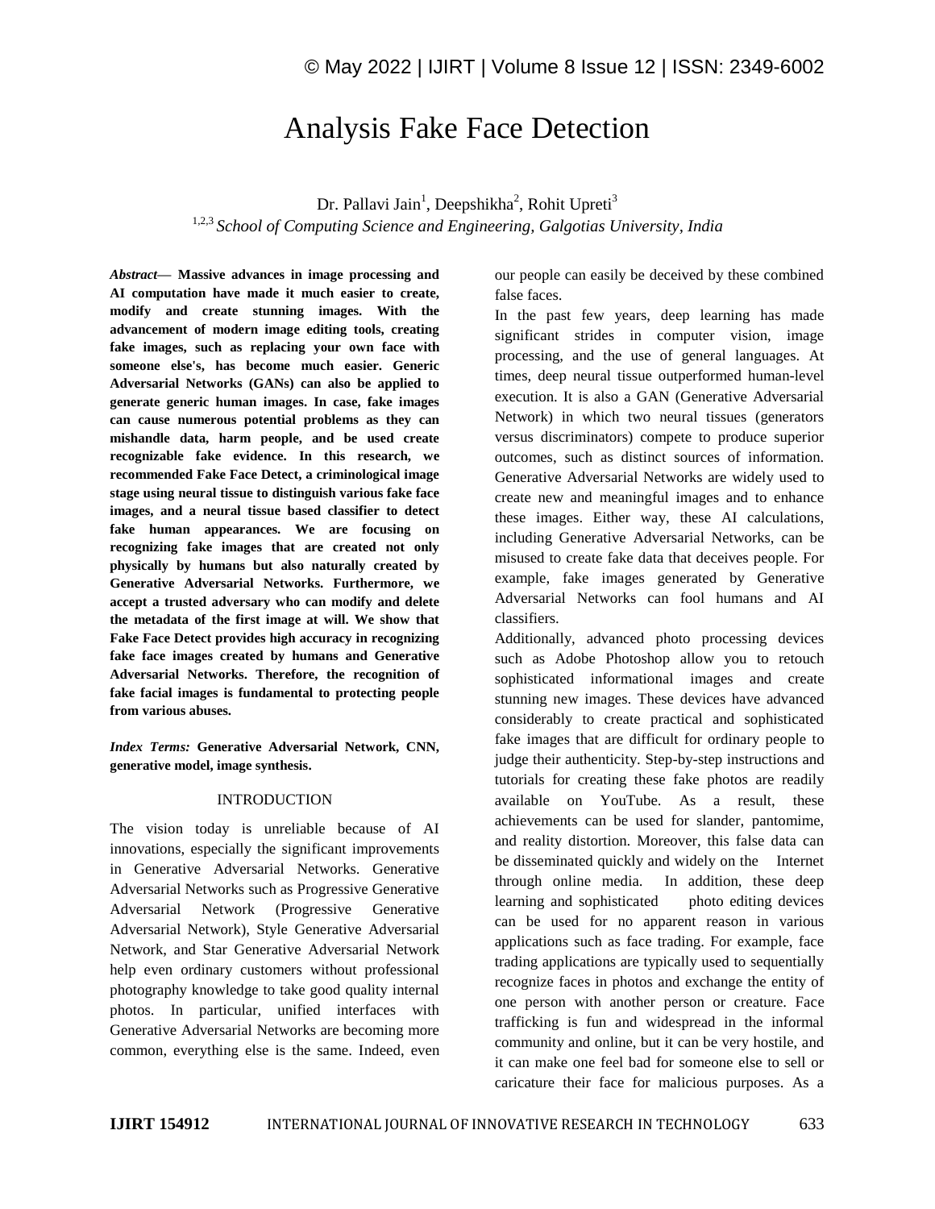# Analysis Fake Face Detection

Dr. Pallavi Jain[1], Deepshikha[2], Rohit Upreti[3]

[1,2,3] *School of Computing Science and Engineering, Galgotias University, India*

***Abstract*— Massive advances in image processing and AI computation have made it much easier to create, modify and create stunning images. With the advancement of modern image editing tools, creating fake images, such as replacing your own face with someone else's, has become much easier. Generic Adversarial Networks (GANs) can also be applied to generate generic human images. In case, fake images can cause numerous potential problems as they can mishandle data, harm people, and be used create recognizable fake evidence. In this research, we recommended Fake Face Detect, a criminological image stage using neural tissue to distinguish various fake face images, and a neural tissue based classifier to detect fake human appearances. We are focusing on recognizing fake images that are created not only physically by humans but also naturally created by Generative Adversarial Networks. Furthermore, we accept a trusted adversary who can modify and delete the metadata of the first image at will. We show that Fake Face Detect provides high accuracy in recognizing fake face images created by humans and Generative Adversarial Networks. Therefore, the recognition of fake facial images is fundamental to protecting people from various abuses.**

***Index Terms:*** **Generative Adversarial Network, CNN, generative model, image synthesis.**

## INTRODUCTION

The vision today is unreliable because of AI innovations, especially the significant improvements in Generative Adversarial Networks. Generative Adversarial Networks such as Progressive Generative Adversarial Network (Progressive Generative Adversarial Network), Style Generative Adversarial Network, and Star Generative Adversarial Network help even ordinary customers without professional photography knowledge to take good quality internal photos. In particular, unified interfaces with Generative Adversarial Networks are becoming more common, everything else is the same. Indeed, even our people can easily be deceived by these combined false faces.

In the past few years, deep learning has made significant strides in computer vision, image processing, and the use of general languages. At times, deep neural tissue outperformed human-level execution. It is also a GAN (Generative Adversarial Network) in which two neural tissues (generators versus discriminators) compete to produce superior outcomes, such as distinct sources of information. Generative Adversarial Networks are widely used to create new and meaningful images and to enhance these images. Either way, these AI calculations, including Generative Adversarial Networks, can be misused to create fake data that deceives people. For example, fake images generated by Generative Adversarial Networks can fool humans and AI classifiers.

Additionally, advanced photo processing devices such as Adobe Photoshop allow you to retouch sophisticated informational images and create stunning new images. These devices have advanced considerably to create practical and sophisticated fake images that are difficult for ordinary people to judge their authenticity. Step-by-step instructions and tutorials for creating these fake photos are readily available on YouTube. As a result, these achievements can be used for slander, pantomime, and reality distortion. Moreover, this false data can be disseminated quickly and widely on the Internet through online media. In addition, these deep learning and sophisticated photo editing devices can be used for no apparent reason in various applications such as face trading. For example, face trading applications are typically used to sequentially recognize faces in photos and exchange the entity of one person with another person or creature. Face trafficking is fun and widespread in the informal community and online, but it can be very hostile, and it can make one feel bad for someone else to sell or caricature their face for malicious purposes. As a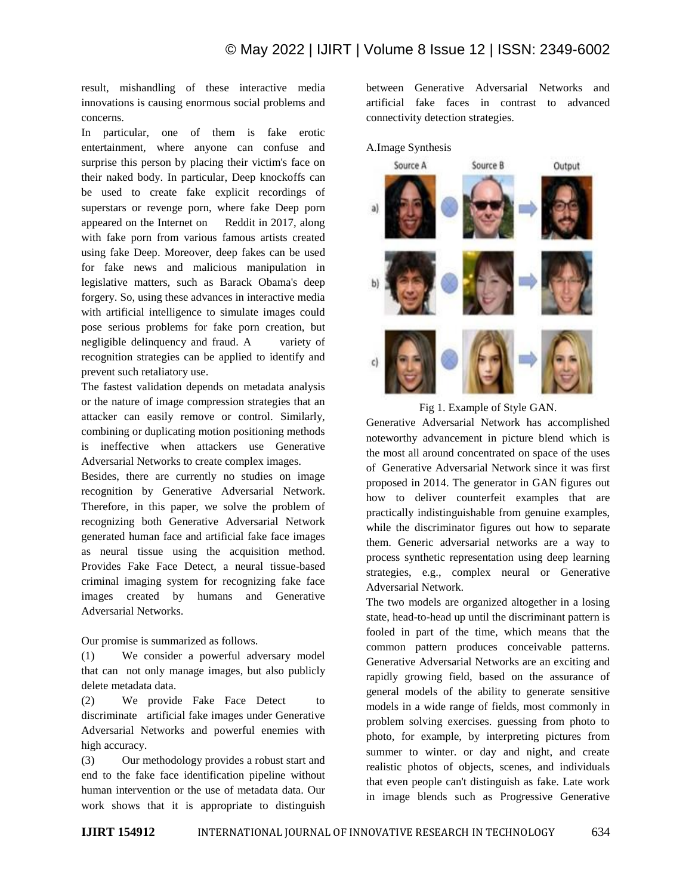result, mishandling of these interactive media innovations is causing enormous social problems and concerns.

In particular, one of them is fake erotic entertainment, where anyone can confuse and surprise this person by placing their victim's face on their naked body. In particular, Deep knockoffs can be used to create fake explicit recordings of superstars or revenge porn, where fake Deep porn appeared on the Internet on Reddit in 2017, along with fake porn from various famous artists created using fake Deep. Moreover, deep fakes can be used for fake news and malicious manipulation in legislative matters, such as Barack Obama's deep forgery. So, using these advances in interactive media with artificial intelligence to simulate images could pose serious problems for fake porn creation, but negligible delinquency and fraud. A variety of recognition strategies can be applied to identify and prevent such retaliatory use.

The fastest validation depends on metadata analysis or the nature of image compression strategies that an attacker can easily remove or control. Similarly, combining or duplicating motion positioning methods is ineffective when attackers use Generative Adversarial Networks to create complex images.

Besides, there are currently no studies on image recognition by Generative Adversarial Network. Therefore, in this paper, we solve the problem of recognizing both Generative Adversarial Network generated human face and artificial fake face images as neural tissue using the acquisition method. Provides Fake Face Detect, a neural tissue-based criminal imaging system for recognizing fake face images created by humans and Generative Adversarial Networks.

Our promise is summarized as follows.

(1) We consider a powerful adversary model that can not only manage images, but also publicly delete metadata data.

(2) We provide Fake Face Detect to discriminate artificial fake images under Generative Adversarial Networks and powerful enemies with high accuracy.

(3) Our methodology provides a robust start and end to the fake face identification pipeline without human intervention or the use of metadata data. Our work shows that it is appropriate to distinguish between Generative Adversarial Networks and artificial fake faces in contrast to advanced connectivity detection strategies.

A.Image Synthesis

Fig 1. Example of Style GAN.

Generative Adversarial Network has accomplished noteworthy advancement in picture blend which is the most all around concentrated on space of the uses of Generative Adversarial Network since it was first proposed in 2014. The generator in GAN figures out how to deliver counterfeit examples that are practically indistinguishable from genuine examples, while the discriminator figures out how to separate them. Generic adversarial networks are a way to process synthetic representation using deep learning strategies, e.g., complex neural or Generative Adversarial Network.

The two models are organized altogether in a losing state, head-to-head up until the discriminant pattern is fooled in part of the time, which means that the common pattern produces conceivable patterns. Generative Adversarial Networks are an exciting and rapidly growing field, based on the assurance of general models of the ability to generate sensitive models in a wide range of fields, most commonly in problem solving exercises. guessing from photo to photo, for example, by interpreting pictures from summer to winter. or day and night, and create realistic photos of objects, scenes, and individuals that even people can't distinguish as fake. Late work in image blends such as Progressive Generative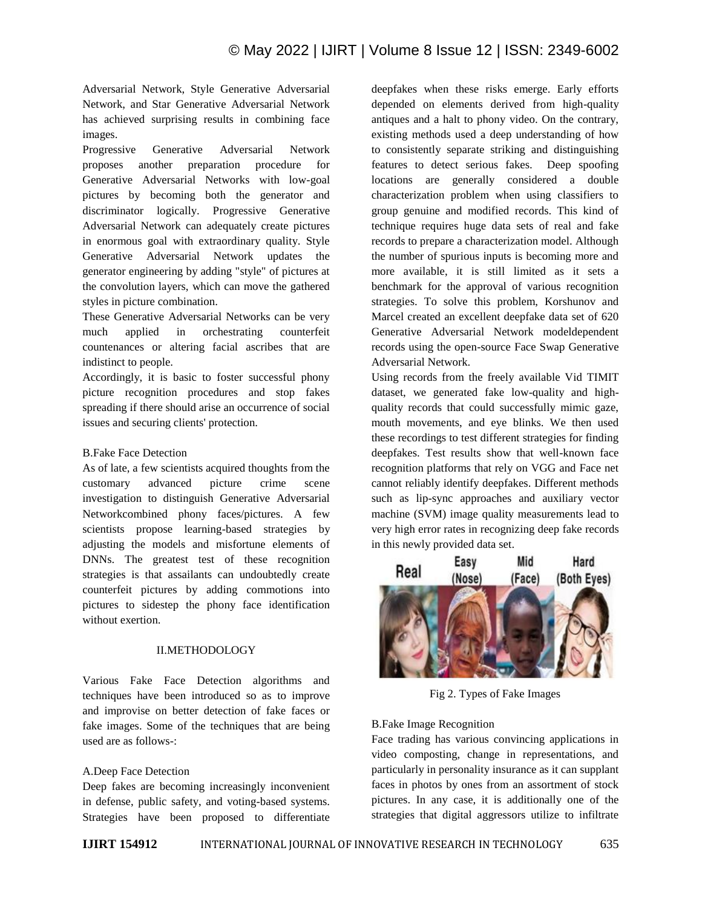Adversarial Network, Style Generative Adversarial Network, and Star Generative Adversarial Network has achieved surprising results in combining face images.

Progressive Generative Adversarial Network proposes another preparation procedure for Generative Adversarial Networks with low-goal pictures by becoming both the generator and discriminator logically. Progressive Generative Adversarial Network can adequately create pictures in enormous goal with extraordinary quality. Style Generative Adversarial Network updates the generator engineering by adding "style" of pictures at the convolution layers, which can move the gathered styles in picture combination.

These Generative Adversarial Networks can be very much applied in orchestrating counterfeit countenances or altering facial ascribes that are indistinct to people.

Accordingly, it is basic to foster successful phony picture recognition procedures and stop fakes spreading if there should arise an occurrence of social issues and securing clients' protection.

### B.Fake Face Detection

As of late, a few scientists acquired thoughts from the customary advanced picture crime scene investigation to distinguish Generative Adversarial Networkcombined phony faces/pictures. A few scientists propose learning-based strategies by adjusting the models and misfortune elements of DNNs. The greatest test of these recognition strategies is that assailants can undoubtedly create counterfeit pictures by adding commotions into pictures to sidestep the phony face identification without exertion.

## II.METHODOLOGY

Various Fake Face Detection algorithms and techniques have been introduced so as to improve and improvise on better detection of fake faces or fake images. Some of the techniques that are being used are as follows-:

### A.Deep Face Detection

Deep fakes are becoming increasingly inconvenient in defense, public safety, and voting-based systems. Strategies have been proposed to differentiate deepfakes when these risks emerge. Early efforts depended on elements derived from high-quality antiques and a halt to phony video. On the contrary, existing methods used a deep understanding of how to consistently separate striking and distinguishing features to detect serious fakes. Deep spoofing locations are generally considered a double characterization problem when using classifiers to group genuine and modified records. This kind of technique requires huge data sets of real and fake records to prepare a characterization model. Although the number of spurious inputs is becoming more and more available, it is still limited as it sets a benchmark for the approval of various recognition strategies. To solve this problem, Korshunov and Marcel created an excellent deepfake data set of 620 Generative Adversarial Network modeldependent records using the open-source Face Swap Generative Adversarial Network.

Using records from the freely available Vid TIMIT dataset, we generated fake low-quality and high-quality records that could successfully mimic gaze, mouth movements, and eye blinks. We then used these recordings to test different strategies for finding deepfakes. Test results show that well-known face recognition platforms that rely on VGG and Face net cannot reliably identify deepfakes. Different methods such as lip-sync approaches and auxiliary vector machine (SVM) image quality measurements lead to very high error rates in recognizing deep fake records in this newly provided data set.

Fig 2. Types of Fake Images

### B.Fake Image Recognition

Face trading has various convincing applications in video composting, change in representations, and particularly in personality insurance as it can supplant faces in photos by ones from an assortment of stock pictures. In any case, it is additionally one of the strategies that digital aggressors utilize to infiltrate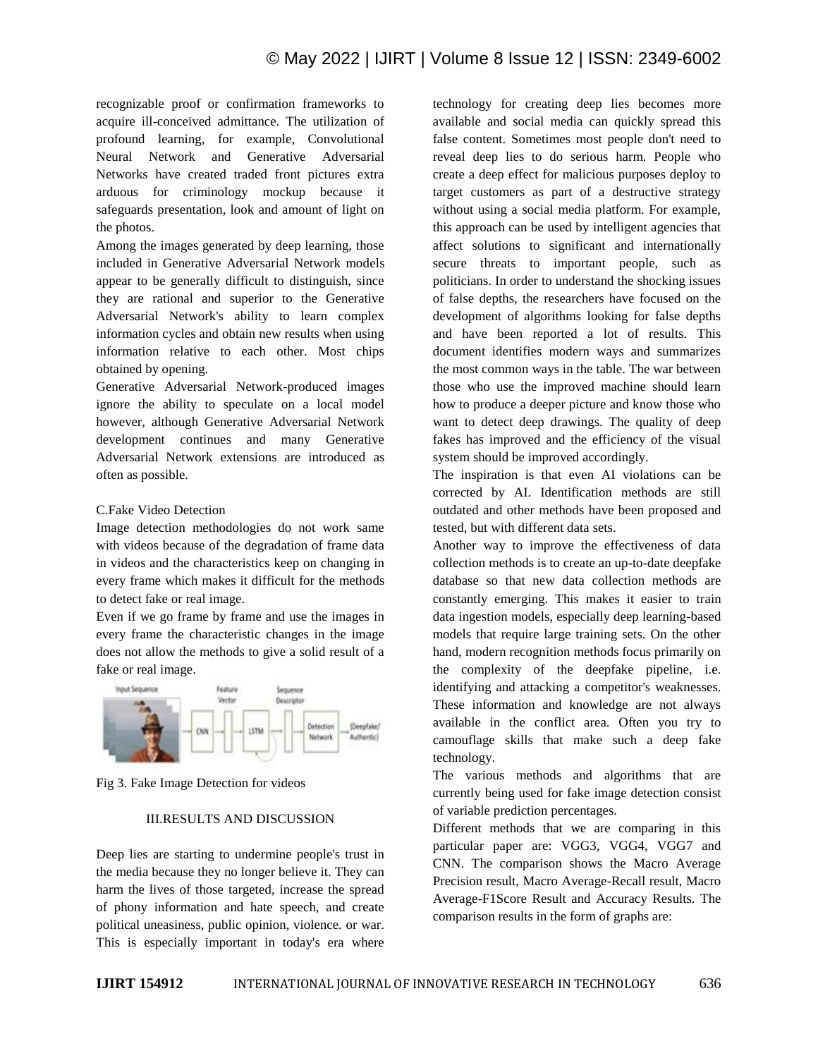recognizable proof or confirmation frameworks to acquire ill-conceived admittance. The utilization of profound learning, for example, Convolutional Neural Network and Generative Adversarial Networks have created traded front pictures extra arduous for criminology mockup because it safeguards presentation, look and amount of light on the photos.

Among the images generated by deep learning, those included in Generative Adversarial Network models appear to be generally difficult to distinguish, since they are rational and superior to the Generative Adversarial Network's ability to learn complex information cycles and obtain new results when using information relative to each other. Most chips obtained by opening.

Generative Adversarial Network-produced images ignore the ability to speculate on a local model however, although Generative Adversarial Network development continues and many Generative Adversarial Network extensions are introduced as often as possible.

### C.Fake Video Detection

Image detection methodologies do not work same with videos because of the degradation of frame data in videos and the characteristics keep on changing in every frame which makes it difficult for the methods to detect fake or real image.

Even if we go frame by frame and use the images in every frame the characteristic changes in the image does not allow the methods to give a solid result of a fake or real image.

Fig 3. Fake Image Detection for videos

## III.RESULTS AND DISCUSSION

Deep lies are starting to undermine people's trust in the media because they no longer believe it. They can harm the lives of those targeted, increase the spread of phony information and hate speech, and create political uneasiness, public opinion, violence. or war. This is especially important in today's era where technology for creating deep lies becomes more available and social media can quickly spread this false content. Sometimes most people don't need to reveal deep lies to do serious harm. People who create a deep effect for malicious purposes deploy to target customers as part of a destructive strategy without using a social media platform. For example, this approach can be used by intelligent agencies that affect solutions to significant and internationally secure threats to important people, such as politicians. In order to understand the shocking issues of false depths, the researchers have focused on the development of algorithms looking for false depths and have been reported a lot of results. This document identifies modern ways and summarizes the most common ways in the table. The war between those who use the improved machine should learn how to produce a deeper picture and know those who want to detect deep drawings. The quality of deep fakes has improved and the efficiency of the visual system should be improved accordingly.

The inspiration is that even AI violations can be corrected by AI. Identification methods are still outdated and other methods have been proposed and tested, but with different data sets.

Another way to improve the effectiveness of data collection methods is to create an up-to-date deepfake database so that new data collection methods are constantly emerging. This makes it easier to train data ingestion models, especially deep learning-based models that require large training sets. On the other hand, modern recognition methods focus primarily on the complexity of the deepfake pipeline, i.e. identifying and attacking a competitor's weaknesses. These information and knowledge are not always available in the conflict area. Often you try to camouflage skills that make such a deep fake technology.

The various methods and algorithms that are currently being used for fake image detection consist of variable prediction percentages.

Different methods that we are comparing in this particular paper are: VGG3, VGG4, VGG7 and CNN. The comparison shows the Macro Average Precision result, Macro Average-Recall result, Macro Average-F1Score Result and Accuracy Results. The comparison results in the form of graphs are: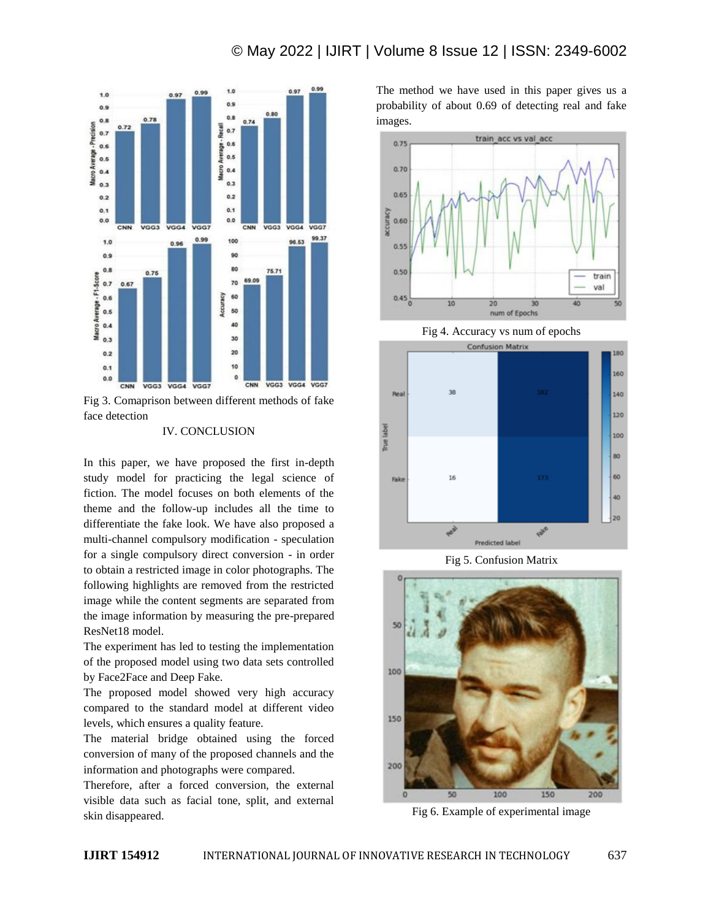Fig 3. Comaprison between different methods of fake face detection

## IV. CONCLUSION

In this paper, we have proposed the first in-depth study model for practicing the legal science of fiction. The model focuses on both elements of the theme and the follow-up includes all the time to differentiate the fake look. We have also proposed a multi-channel compulsory modification - speculation for a single compulsory direct conversion - in order to obtain a restricted image in color photographs. The following highlights are removed from the restricted image while the content segments are separated from the image information by measuring the pre-prepared ResNet18 model.

The experiment has led to testing the implementation of the proposed model using two data sets controlled by Face2Face and Deep Fake.

The proposed model showed very high accuracy compared to the standard model at different video levels, which ensures a quality feature.

The material bridge obtained using the forced conversion of many of the proposed channels and the information and photographs were compared.

Therefore, after a forced conversion, the external visible data such as facial tone, split, and external skin disappeared.

The method we have used in this paper gives us a probability of about 0.69 of detecting real and fake images.

Fig 4. Accuracy vs num of epochs

Fig 5. Confusion Matrix

Fig 6. Example of experimental image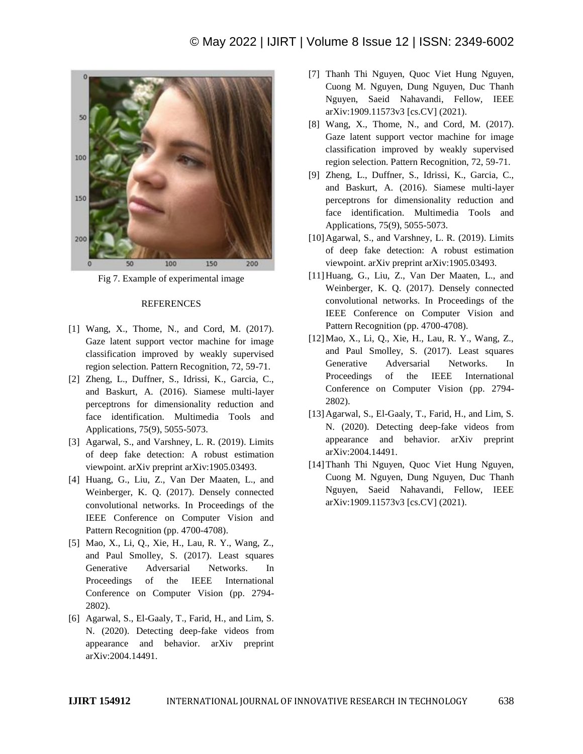0

50

100

150

200

0 50 100 150 200

Fig 7. Example of experimental image

## REFERENCES

[1] Wang, X., Thome, N., and Cord, M. (2017). Gaze latent support vector machine for image classification improved by weakly supervised region selection. Pattern Recognition, 72, 59-71.

[2] Zheng, L., Duffner, S., Idrissi, K., Garcia, C., and Baskurt, A. (2016). Siamese multi-layer perceptrons for dimensionality reduction and face identification. Multimedia Tools and Applications, 75(9), 5055-5073.

[3] Agarwal, S., and Varshney, L. R. (2019). Limits of deep fake detection: A robust estimation viewpoint. arXiv preprint arXiv:1905.03493.

[4] Huang, G., Liu, Z., Van Der Maaten, L., and Weinberger, K. Q. (2017). Densely connected convolutional networks. In Proceedings of the IEEE Conference on Computer Vision and Pattern Recognition (pp. 4700-4708).

[5] Mao, X., Li, Q., Xie, H., Lau, R. Y., Wang, Z., and Paul Smolley, S. (2017). Least squares Generative Adversarial Networks. In Proceedings of the IEEE International Conference on Computer Vision (pp. 2794-2802).

[6] Agarwal, S., El-Gaaly, T., Farid, H., and Lim, S. N. (2020). Detecting deep-fake videos from appearance and behavior. arXiv preprint arXiv:2004.14491.

[7] Thanh Thi Nguyen, Quoc Viet Hung Nguyen, Cuong M. Nguyen, Dung Nguyen, Duc Thanh Nguyen, Saeid Nahavandi, Fellow, IEEE arXiv:1909.11573v3 [cs.CV] (2021).

[8] Wang, X., Thome, N., and Cord, M. (2017). Gaze latent support vector machine for image classification improved by weakly supervised region selection. Pattern Recognition, 72, 59-71.

[9] Zheng, L., Duffner, S., Idrissi, K., Garcia, C., and Baskurt, A. (2016). Siamese multi-layer perceptrons for dimensionality reduction and face identification. Multimedia Tools and Applications, 75(9), 5055-5073.

[10] Agarwal, S., and Varshney, L. R. (2019). Limits of deep fake detection: A robust estimation viewpoint. arXiv preprint arXiv:1905.03493.

[11] Huang, G., Liu, Z., Van Der Maaten, L., and Weinberger, K. Q. (2017). Densely connected convolutional networks. In Proceedings of the IEEE Conference on Computer Vision and Pattern Recognition (pp. 4700-4708).

[12] Mao, X., Li, Q., Xie, H., Lau, R. Y., Wang, Z., and Paul Smolley, S. (2017). Least squares Generative Adversarial Networks. In Proceedings of the IEEE International Conference on Computer Vision (pp. 2794-2802).

[13] Agarwal, S., El-Gaaly, T., Farid, H., and Lim, S. N. (2020). Detecting deep-fake videos from appearance and behavior. arXiv preprint arXiv:2004.14491.

[14] Thanh Thi Nguyen, Quoc Viet Hung Nguyen, Cuong M. Nguyen, Dung Nguyen, Duc Thanh Nguyen, Saeid Nahavandi, Fellow, IEEE arXiv:1909.11573v3 [cs.CV] (2021).